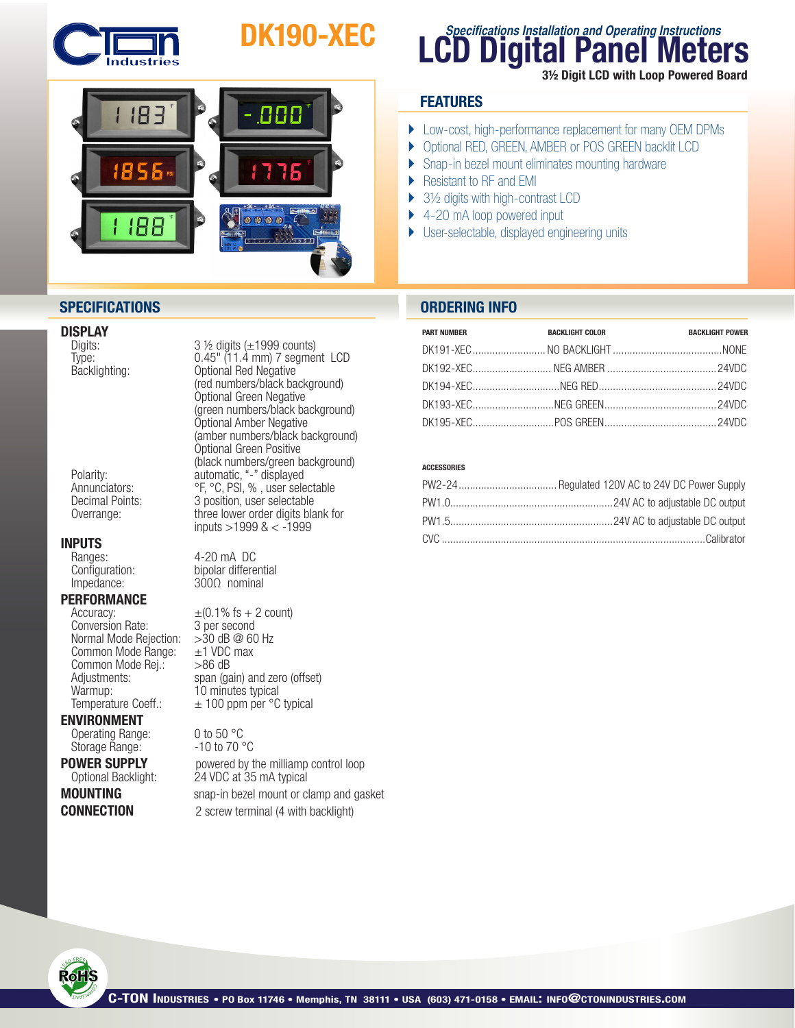# DK190-XEC

*Specifications Installation and Operating Instructions*

# LCD Digital Panel Meters

**3½ Digit LCD with Loop Powered Board**

## FEATURES

- Low-cost, high-performance replacement for many OEM DPMs
- Optional RED, GREEN, AMBER or POS GREEN backlit LCD
- Snap-in bezel mount eliminates mounting hardware
- Resistant to RF and EMI
- 3½ digits with high-contrast LCD
- 4-20 mA loop powered input
- User-selectable, displayed engineering units

## SPECIFICATIONS

### DISPLAY

| | |
|---|---|
| Digits: | 3 ½ digits (±1999 counts) |
| Type: | 0.45" (11.4 mm) 7 segment LCD |
| Backlighting: | Optional Red Negative (red numbers/black background)<br>Optional Green Negative (green numbers/black background)<br>Optional Amber Negative (amber numbers/black background)<br>Optional Green Positive (black numbers/green background) |
| Polarity: | automatic, "-" displayed |
| Annunciators: | °F, °C, PSI, % , user selectable |
| Decimal Points: | 3 position, user selectable |
| Overrange: | three lower order digits blank for inputs >1999 & < -1999 |

### INPUTS

| | |
|---|---|
| Ranges: | 4-20 mA DC |
| Configuration: | bipolar differential |
| Impedance: | 300Ω nominal |

### PERFORMANCE

| | |
|---|---|
| Accuracy: | ±(0.1% fs + 2 count) |
| Conversion Rate: | 3 per second |
| Normal Mode Rejection: | >30 dB @ 60 Hz |
| Common Mode Range: | ±1 VDC max |
| Common Mode Rej.: | >86 dB |
| Adjustments: | span (gain) and zero (offset) |
| Warmup: | 10 minutes typical |
| Temperature Coeff.: | ± 100 ppm per °C typical |

### ENVIRONMENT

| | |
|---|---|
| Operating Range: | 0 to 50 °C |
| Storage Range: | -10 to 70 °C |

### POWER SUPPLY

powered by the milliamp control loop

| | |
|---|---|
| Optional Backlight: | 24 VDC at 35 mA typical |

### MOUNTING

snap-in bezel mount or clamp and gasket

### CONNECTION

2 screw terminal (4 with backlight)

## ORDERING INFO

| PART NUMBER | BACKLIGHT COLOR | BACKLIGHT POWER |
|---|---|---|
| DK191-XEC | NO BACKLIGHT | NONE |
| DK192-XEC | NEG AMBER | 24VDC |
| DK194-XEC | NEG RED | 24VDC |
| DK193-XEC | NEG GREEN | 24VDC |
| DK195-XEC | POS GREEN | 24VDC |

**ACCESSORIES**

| | |
|---|---|
| PW2-24 | Regulated 120V AC to 24V DC Power Supply |
| PW1.0 | 24V AC to adjustable DC output |
| PW1.5 | 24V AC to adjustable DC output |
| CVC | Calibrator |

C-TON Industries • PO Box 11746 • Memphis, TN 38111 • USA (603) 471-0158 • EMAIL: INFO@CTONINDUSTRIES.COM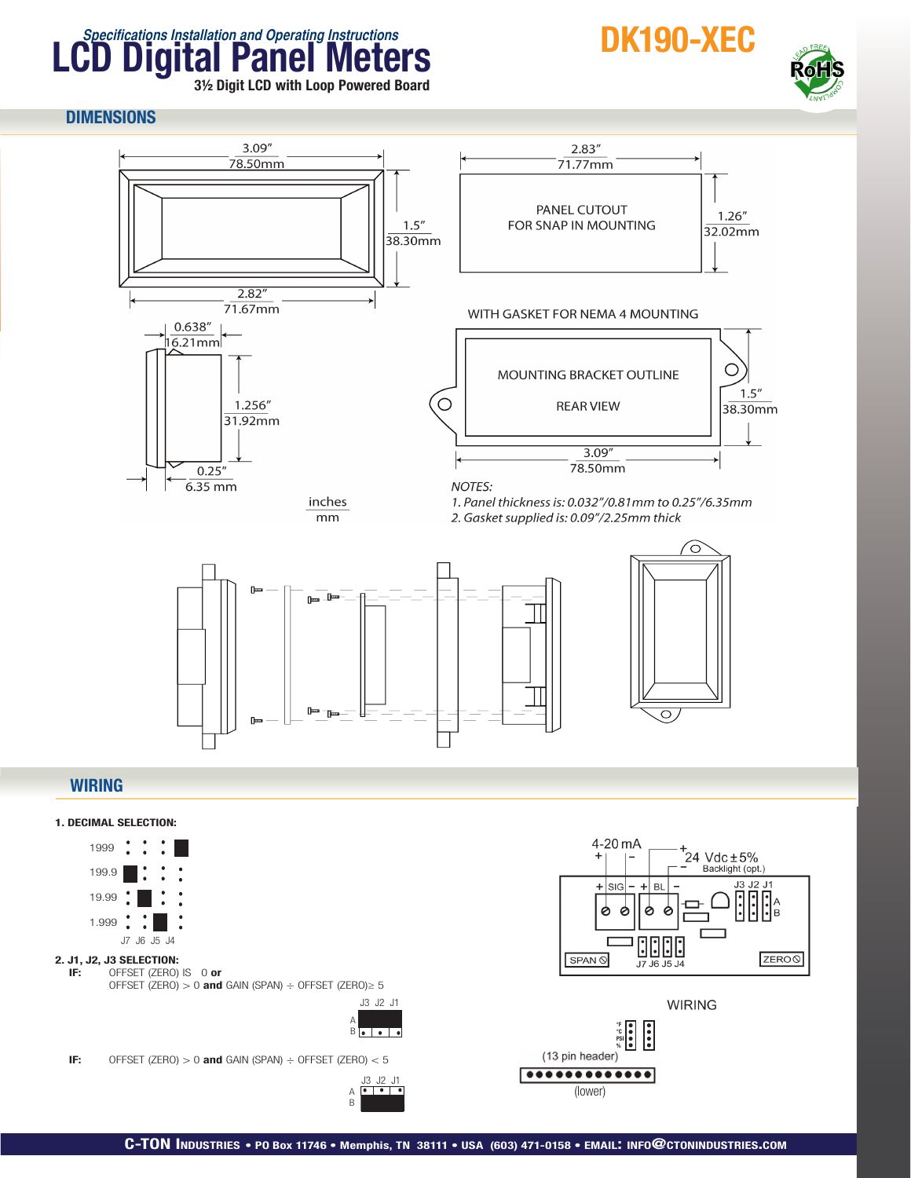Specifications Installation and Operating Instructions

# LCD Digital Panel Meters

3½ Digit LCD with Loop Powered Board

# DK190-XEC

## DIMENSIONS

3.09″
78.50mm

1.5″
38.30mm

2.82″
71.67mm

2.83″
71.77mm

PANEL CUTOUT
FOR SNAP IN MOUNTING

1.26″
32.02mm

0.638″
16.21mm

1.256″
31.92mm

0.25″
6.35 mm

inches
mm

WITH GASKET FOR NEMA 4 MOUNTING

MOUNTING BRACKET OUTLINE

REAR VIEW

1.5″
38.30mm

3.09″
78.50mm

*NOTES:*

*1. Panel thickness is: 0.032″/0.81mm to 0.25″/6.35mm*

*2. Gasket supplied is: 0.09″/2.25mm thick*

## WIRING

**1. DECIMAL SELECTION:**

1999

199.9

19.99

1.999

J7 J6 J5 J4

**2. J1, J2, J3 SELECTION:**

**IF:** OFFSET (ZERO) IS 0 **or**
OFFSET (ZERO) > 0 **and** GAIN (SPAN) ÷ OFFSET (ZERO) ≥ 5

J3 J2 J1
A
B

**IF:** OFFSET (ZERO) > 0 **and** GAIN (SPAN) ÷ OFFSET (ZERO) < 5

J3 J2 J1
A
B

4-20 mA
+ −

+
24 Vdc ± 5%
−
Backlight (opt.)

+ SIG − + BL −

J3 J2 J1
A
B

SPAN

J7 J6 J5 J4

ZERO

WIRING

°F
°C
PSI
%

(13 pin header)

(lower)

**C-TON INDUSTRIES • PO Box 11746 • Memphis, TN 38111 • USA (603) 471-0158 • EMAIL: INFO@CTONINDUSTRIES.COM**